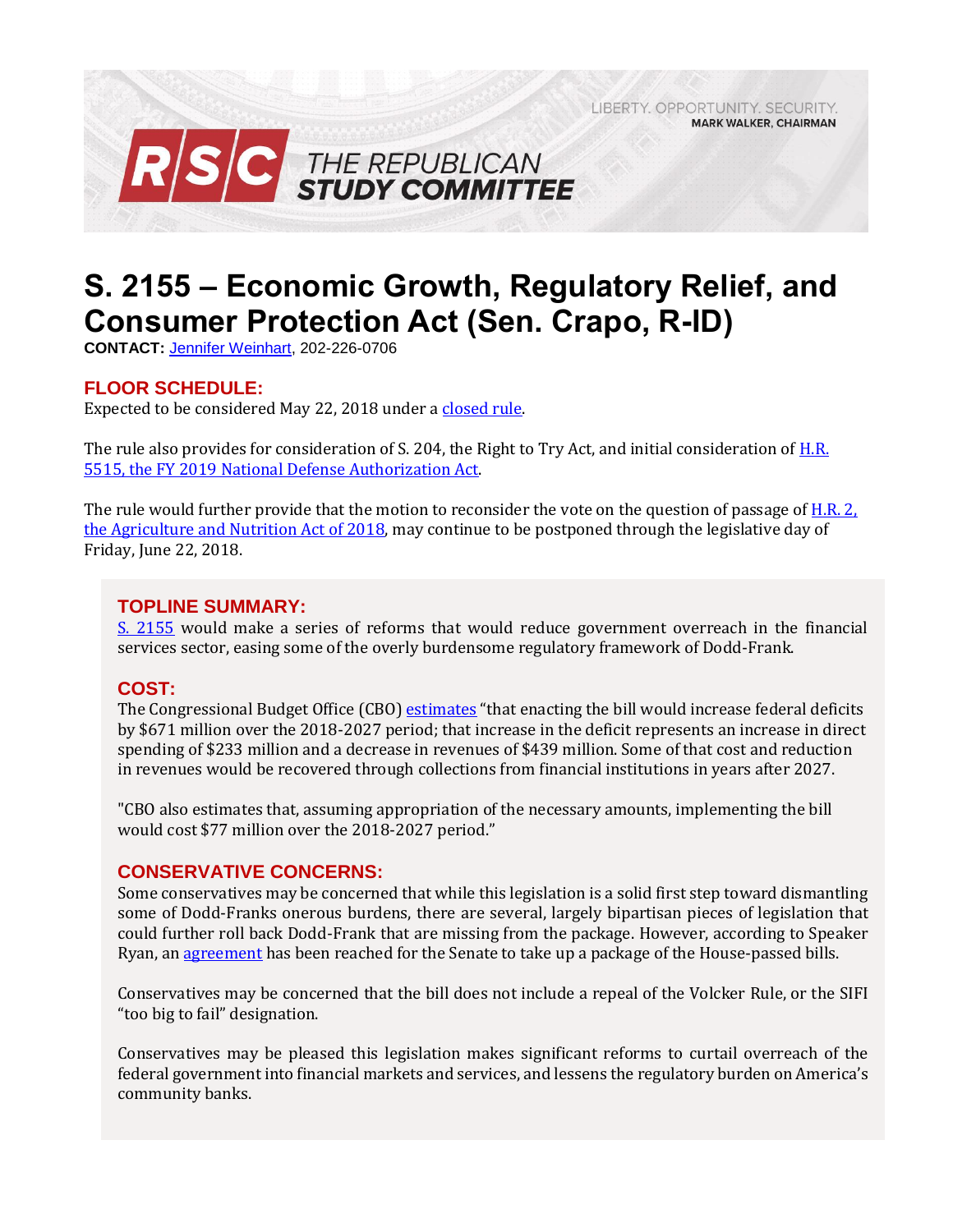LIBERTY. OPPORTUNITY. SECURITY.
MARK WALKER, CHAIRMAN

RSC THE REPUBLICAN STUDY COMMITTEE

# S. 2155 – Economic Growth, Regulatory Relief, and Consumer Protection Act (Sen. Crapo, R-ID)

**CONTACT:** Jennifer Weinhart, 202-226-0706

## FLOOR SCHEDULE:

Expected to be considered May 22, 2018 under a closed rule.

The rule also provides for consideration of S. 204, the Right to Try Act, and initial consideration of H.R. 5515, the FY 2019 National Defense Authorization Act.

The rule would further provide that the motion to reconsider the vote on the question of passage of H.R. 2, the Agriculture and Nutrition Act of 2018, may continue to be postponed through the legislative day of Friday, June 22, 2018.

## TOPLINE SUMMARY:

S. 2155 would make a series of reforms that would reduce government overreach in the financial services sector, easing some of the overly burdensome regulatory framework of Dodd-Frank.

## COST:

The Congressional Budget Office (CBO) estimates "that enacting the bill would increase federal deficits by $671 million over the 2018-2027 period; that increase in the deficit represents an increase in direct spending of $233 million and a decrease in revenues of $439 million. Some of that cost and reduction in revenues would be recovered through collections from financial institutions in years after 2027.

"CBO also estimates that, assuming appropriation of the necessary amounts, implementing the bill would cost $77 million over the 2018-2027 period."

## CONSERVATIVE CONCERNS:

Some conservatives may be concerned that while this legislation is a solid first step toward dismantling some of Dodd-Franks onerous burdens, there are several, largely bipartisan pieces of legislation that could further roll back Dodd-Frank that are missing from the package. However, according to Speaker Ryan, an agreement has been reached for the Senate to take up a package of the House-passed bills.

Conservatives may be concerned that the bill does not include a repeal of the Volcker Rule, or the SIFI "too big to fail" designation.

Conservatives may be pleased this legislation makes significant reforms to curtail overreach of the federal government into financial markets and services, and lessens the regulatory burden on America's community banks.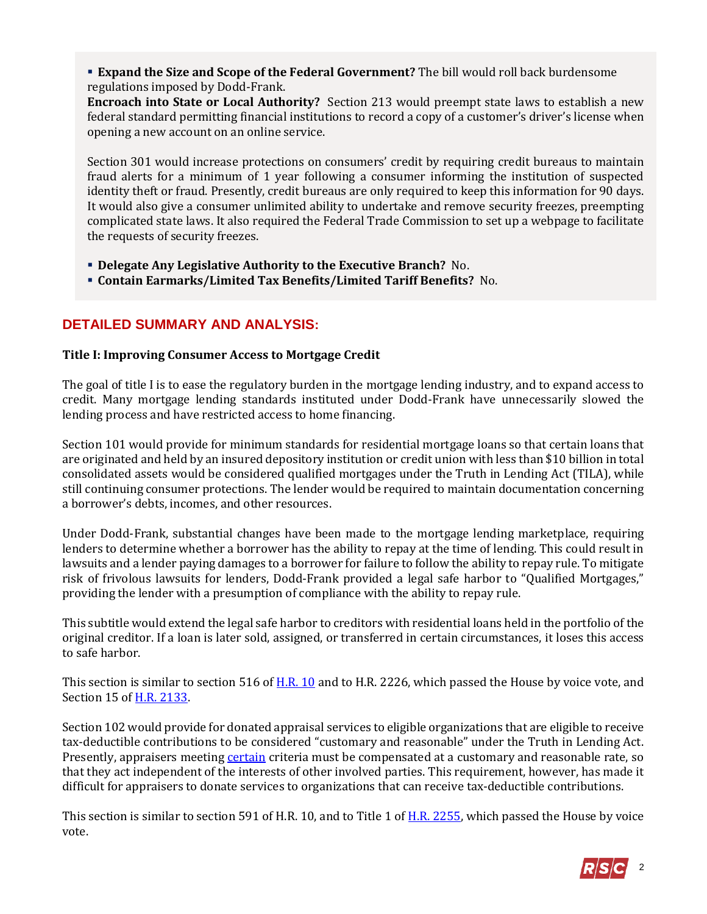- **Expand the Size and Scope of the Federal Government?** The bill would roll back burdensome regulations imposed by Dodd-Frank.

**Encroach into State or Local Authority?** Section 213 would preempt state laws to establish a new federal standard permitting financial institutions to record a copy of a customer's driver's license when opening a new account on an online service.

Section 301 would increase protections on consumers' credit by requiring credit bureaus to maintain fraud alerts for a minimum of 1 year following a consumer informing the institution of suspected identity theft or fraud. Presently, credit bureaus are only required to keep this information for 90 days. It would also give a consumer unlimited ability to undertake and remove security freezes, preempting complicated state laws. It also required the Federal Trade Commission to set up a webpage to facilitate the requests of security freezes.

- **Delegate Any Legislative Authority to the Executive Branch?** No.
- **Contain Earmarks/Limited Tax Benefits/Limited Tariff Benefits?** No.

## DETAILED SUMMARY AND ANALYSIS:

### Title I: Improving Consumer Access to Mortgage Credit

The goal of title I is to ease the regulatory burden in the mortgage lending industry, and to expand access to credit. Many mortgage lending standards instituted under Dodd-Frank have unnecessarily slowed the lending process and have restricted access to home financing.

Section 101 would provide for minimum standards for residential mortgage loans so that certain loans that are originated and held by an insured depository institution or credit union with less than $10 billion in total consolidated assets would be considered qualified mortgages under the Truth in Lending Act (TILA), while still continuing consumer protections. The lender would be required to maintain documentation concerning a borrower's debts, incomes, and other resources.

Under Dodd-Frank, substantial changes have been made to the mortgage lending marketplace, requiring lenders to determine whether a borrower has the ability to repay at the time of lending. This could result in lawsuits and a lender paying damages to a borrower for failure to follow the ability to repay rule. To mitigate risk of frivolous lawsuits for lenders, Dodd-Frank provided a legal safe harbor to "Qualified Mortgages," providing the lender with a presumption of compliance with the ability to repay rule.

This subtitle would extend the legal safe harbor to creditors with residential loans held in the portfolio of the original creditor. If a loan is later sold, assigned, or transferred in certain circumstances, it loses this access to safe harbor.

This section is similar to section 516 of H.R. 10 and to H.R. 2226, which passed the House by voice vote, and Section 15 of H.R. 2133.

Section 102 would provide for donated appraisal services to eligible organizations that are eligible to receive tax-deductible contributions to be considered "customary and reasonable" under the Truth in Lending Act. Presently, appraisers meeting certain criteria must be compensated at a customary and reasonable rate, so that they act independent of the interests of other involved parties. This requirement, however, has made it difficult for appraisers to donate services to organizations that can receive tax-deductible contributions.

This section is similar to section 591 of H.R. 10, and to Title 1 of H.R. 2255, which passed the House by voice vote.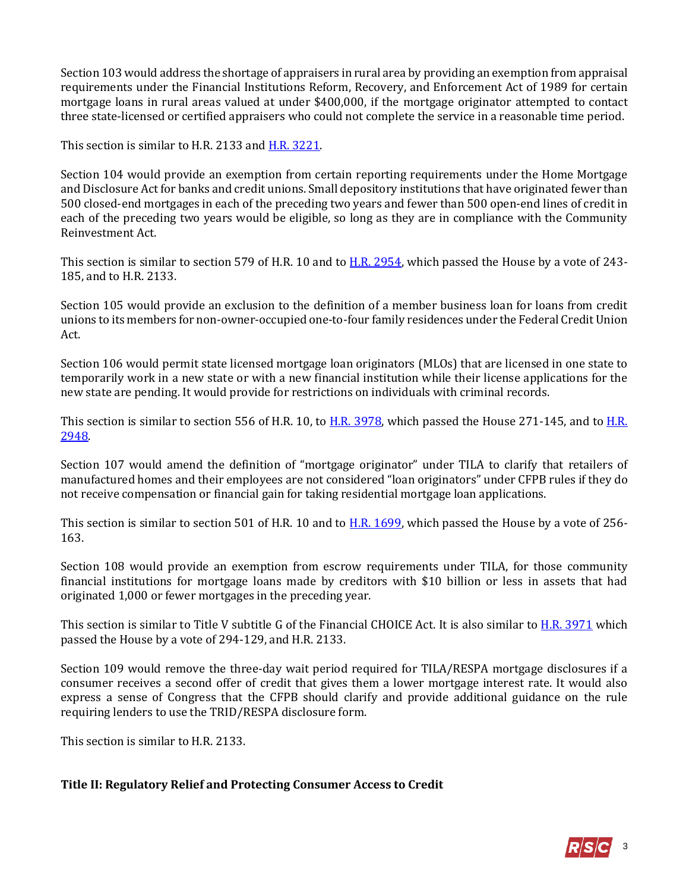Section 103 would address the shortage of appraisers in rural area by providing an exemption from appraisal requirements under the Financial Institutions Reform, Recovery, and Enforcement Act of 1989 for certain mortgage loans in rural areas valued at under $400,000, if the mortgage originator attempted to contact three state-licensed or certified appraisers who could not complete the service in a reasonable time period.

This section is similar to H.R. 2133 and H.R. 3221.

Section 104 would provide an exemption from certain reporting requirements under the Home Mortgage and Disclosure Act for banks and credit unions. Small depository institutions that have originated fewer than 500 closed-end mortgages in each of the preceding two years and fewer than 500 open-end lines of credit in each of the preceding two years would be eligible, so long as they are in compliance with the Community Reinvestment Act.

This section is similar to section 579 of H.R. 10 and to H.R. 2954, which passed the House by a vote of 243-185, and to H.R. 2133.

Section 105 would provide an exclusion to the definition of a member business loan for loans from credit unions to its members for non-owner-occupied one-to-four family residences under the Federal Credit Union Act.

Section 106 would permit state licensed mortgage loan originators (MLOs) that are licensed in one state to temporarily work in a new state or with a new financial institution while their license applications for the new state are pending. It would provide for restrictions on individuals with criminal records.

This section is similar to section 556 of H.R. 10, to H.R. 3978, which passed the House 271-145, and to H.R. 2948.

Section 107 would amend the definition of "mortgage originator" under TILA to clarify that retailers of manufactured homes and their employees are not considered "loan originators" under CFPB rules if they do not receive compensation or financial gain for taking residential mortgage loan applications.

This section is similar to section 501 of H.R. 10 and to H.R. 1699, which passed the House by a vote of 256-163.

Section 108 would provide an exemption from escrow requirements under TILA, for those community financial institutions for mortgage loans made by creditors with $10 billion or less in assets that had originated 1,000 or fewer mortgages in the preceding year.

This section is similar to Title V subtitle G of the Financial CHOICE Act. It is also similar to H.R. 3971 which passed the House by a vote of 294-129, and H.R. 2133.

Section 109 would remove the three-day wait period required for TILA/RESPA mortgage disclosures if a consumer receives a second offer of credit that gives them a lower mortgage interest rate. It would also express a sense of Congress that the CFPB should clarify and provide additional guidance on the rule requiring lenders to use the TRID/RESPA disclosure form.

This section is similar to H.R. 2133.

**Title II: Regulatory Relief and Protecting Consumer Access to Credit**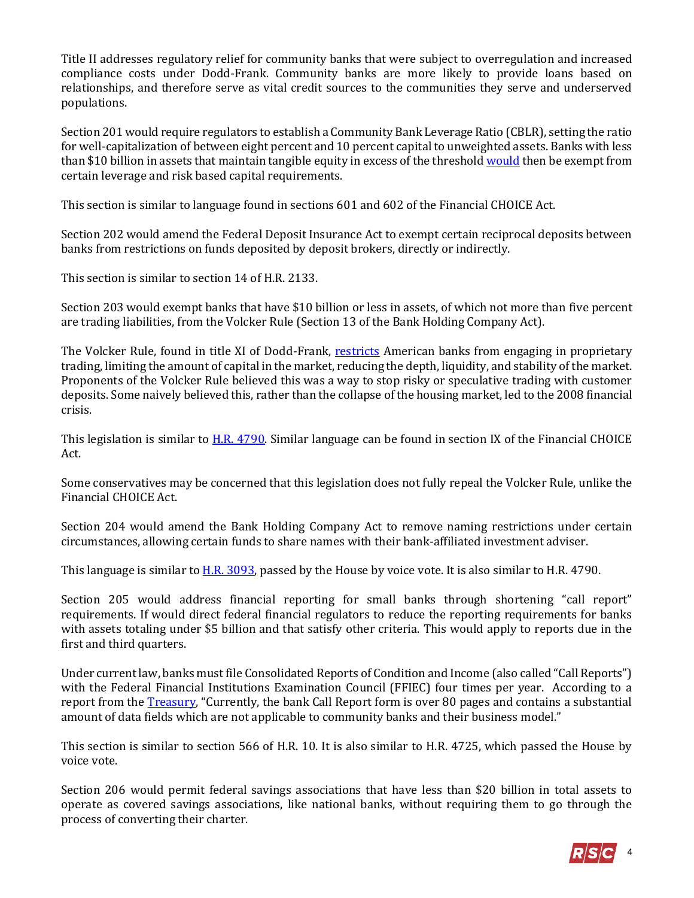Title II addresses regulatory relief for community banks that were subject to overregulation and increased compliance costs under Dodd-Frank. Community banks are more likely to provide loans based on relationships, and therefore serve as vital credit sources to the communities they serve and underserved populations.

Section 201 would require regulators to establish a Community Bank Leverage Ratio (CBLR), setting the ratio for well-capitalization of between eight percent and 10 percent capital to unweighted assets. Banks with less than $10 billion in assets that maintain tangible equity in excess of the threshold would then be exempt from certain leverage and risk based capital requirements.

This section is similar to language found in sections 601 and 602 of the Financial CHOICE Act.

Section 202 would amend the Federal Deposit Insurance Act to exempt certain reciprocal deposits between banks from restrictions on funds deposited by deposit brokers, directly or indirectly.

This section is similar to section 14 of H.R. 2133.

Section 203 would exempt banks that have $10 billion or less in assets, of which not more than five percent are trading liabilities, from the Volcker Rule (Section 13 of the Bank Holding Company Act).

The Volcker Rule, found in title XI of Dodd-Frank, restricts American banks from engaging in proprietary trading, limiting the amount of capital in the market, reducing the depth, liquidity, and stability of the market. Proponents of the Volcker Rule believed this was a way to stop risky or speculative trading with customer deposits. Some naively believed this, rather than the collapse of the housing market, led to the 2008 financial crisis.

This legislation is similar to H.R. 4790. Similar language can be found in section IX of the Financial CHOICE Act.

Some conservatives may be concerned that this legislation does not fully repeal the Volcker Rule, unlike the Financial CHOICE Act.

Section 204 would amend the Bank Holding Company Act to remove naming restrictions under certain circumstances, allowing certain funds to share names with their bank-affiliated investment adviser.

This language is similar to H.R. 3093, passed by the House by voice vote. It is also similar to H.R. 4790.

Section 205 would address financial reporting for small banks through shortening "call report" requirements. If would direct federal financial regulators to reduce the reporting requirements for banks with assets totaling under $5 billion and that satisfy other criteria. This would apply to reports due in the first and third quarters.

Under current law, banks must file Consolidated Reports of Condition and Income (also called "Call Reports") with the Federal Financial Institutions Examination Council (FFIEC) four times per year. According to a report from the Treasury, "Currently, the bank Call Report form is over 80 pages and contains a substantial amount of data fields which are not applicable to community banks and their business model."

This section is similar to section 566 of H.R. 10. It is also similar to H.R. 4725, which passed the House by voice vote.

Section 206 would permit federal savings associations that have less than $20 billion in total assets to operate as covered savings associations, like national banks, without requiring them to go through the process of converting their charter.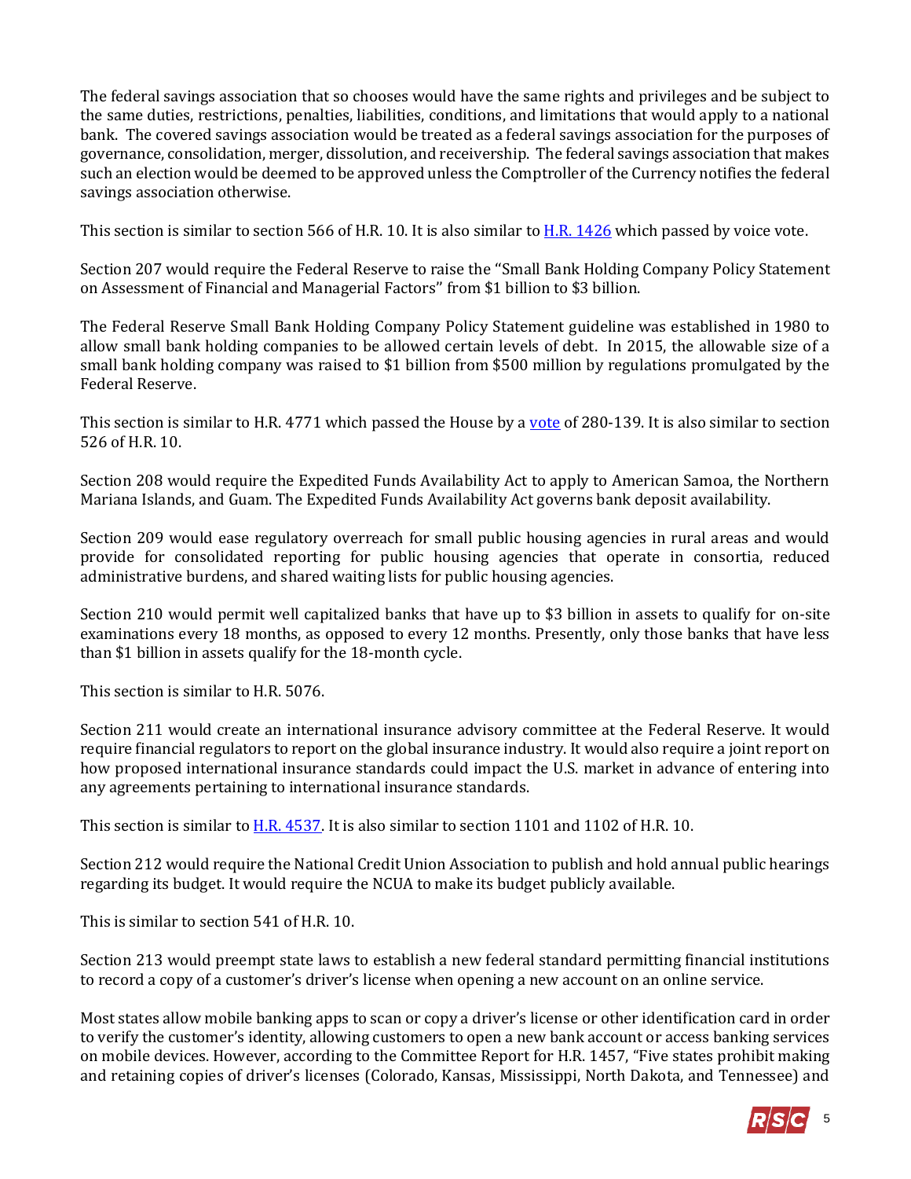The federal savings association that so chooses would have the same rights and privileges and be subject to the same duties, restrictions, penalties, liabilities, conditions, and limitations that would apply to a national bank. The covered savings association would be treated as a federal savings association for the purposes of governance, consolidation, merger, dissolution, and receivership. The federal savings association that makes such an election would be deemed to be approved unless the Comptroller of the Currency notifies the federal savings association otherwise.

This section is similar to section 566 of H.R. 10. It is also similar to H.R. 1426 which passed by voice vote.

Section 207 would require the Federal Reserve to raise the "Small Bank Holding Company Policy Statement on Assessment of Financial and Managerial Factors" from $1 billion to $3 billion.

The Federal Reserve Small Bank Holding Company Policy Statement guideline was established in 1980 to allow small bank holding companies to be allowed certain levels of debt. In 2015, the allowable size of a small bank holding company was raised to $1 billion from $500 million by regulations promulgated by the Federal Reserve.

This section is similar to H.R. 4771 which passed the House by a vote of 280-139. It is also similar to section 526 of H.R. 10.

Section 208 would require the Expedited Funds Availability Act to apply to American Samoa, the Northern Mariana Islands, and Guam. The Expedited Funds Availability Act governs bank deposit availability.

Section 209 would ease regulatory overreach for small public housing agencies in rural areas and would provide for consolidated reporting for public housing agencies that operate in consortia, reduced administrative burdens, and shared waiting lists for public housing agencies.

Section 210 would permit well capitalized banks that have up to $3 billion in assets to qualify for on-site examinations every 18 months, as opposed to every 12 months. Presently, only those banks that have less than $1 billion in assets qualify for the 18-month cycle.

This section is similar to H.R. 5076.

Section 211 would create an international insurance advisory committee at the Federal Reserve. It would require financial regulators to report on the global insurance industry. It would also require a joint report on how proposed international insurance standards could impact the U.S. market in advance of entering into any agreements pertaining to international insurance standards.

This section is similar to H.R. 4537. It is also similar to section 1101 and 1102 of H.R. 10.

Section 212 would require the National Credit Union Association to publish and hold annual public hearings regarding its budget. It would require the NCUA to make its budget publicly available.

This is similar to section 541 of H.R. 10.

Section 213 would preempt state laws to establish a new federal standard permitting financial institutions to record a copy of a customer's driver's license when opening a new account on an online service.

Most states allow mobile banking apps to scan or copy a driver's license or other identification card in order to verify the customer's identity, allowing customers to open a new bank account or access banking services on mobile devices. However, according to the Committee Report for H.R. 1457, "Five states prohibit making and retaining copies of driver's licenses (Colorado, Kansas, Mississippi, North Dakota, and Tennessee) and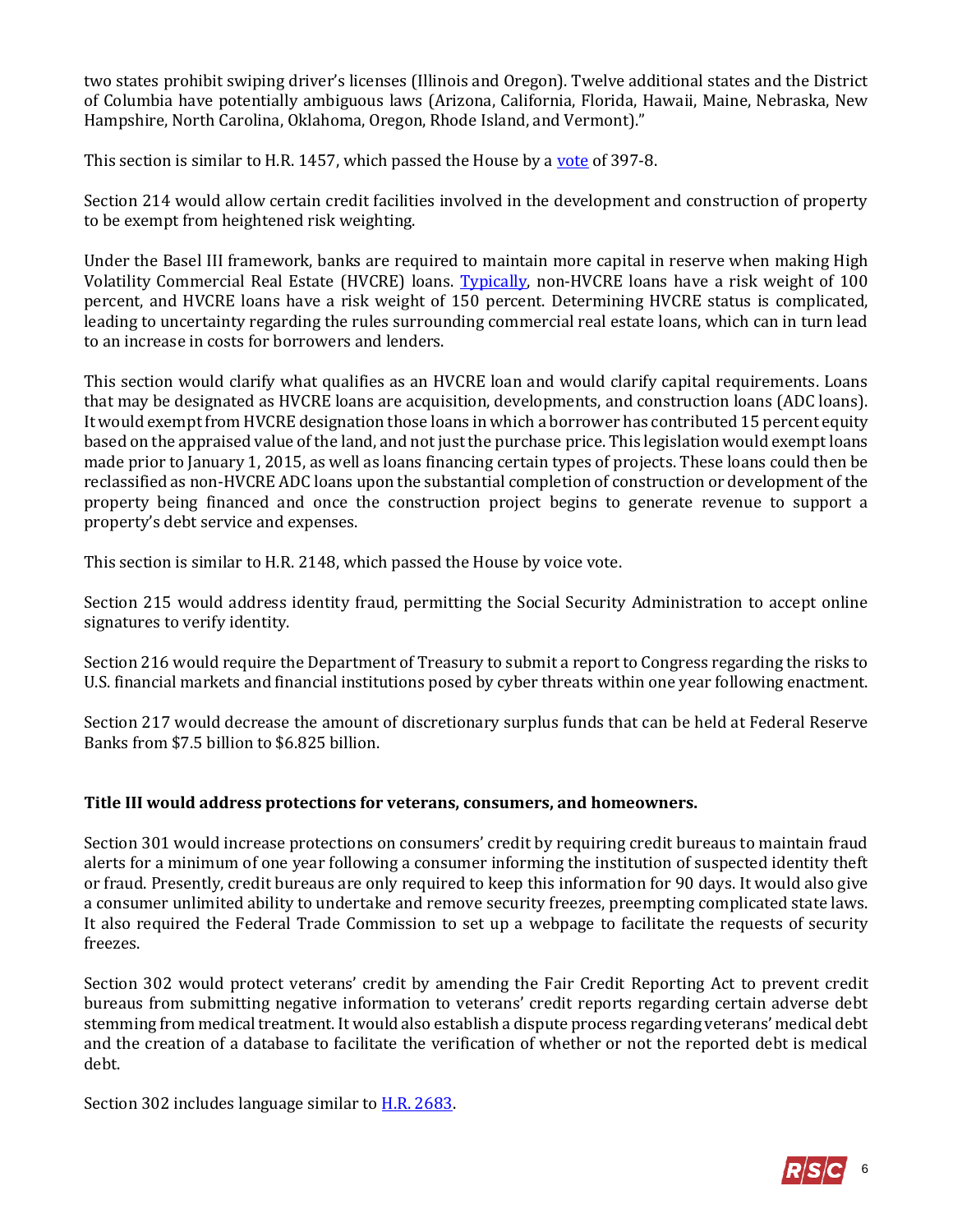two states prohibit swiping driver's licenses (Illinois and Oregon). Twelve additional states and the District of Columbia have potentially ambiguous laws (Arizona, California, Florida, Hawaii, Maine, Nebraska, New Hampshire, North Carolina, Oklahoma, Oregon, Rhode Island, and Vermont)."

This section is similar to H.R. 1457, which passed the House by a vote of 397-8.

Section 214 would allow certain credit facilities involved in the development and construction of property to be exempt from heightened risk weighting.

Under the Basel III framework, banks are required to maintain more capital in reserve when making High Volatility Commercial Real Estate (HVCRE) loans. Typically, non-HVCRE loans have a risk weight of 100 percent, and HVCRE loans have a risk weight of 150 percent. Determining HVCRE status is complicated, leading to uncertainty regarding the rules surrounding commercial real estate loans, which can in turn lead to an increase in costs for borrowers and lenders.

This section would clarify what qualifies as an HVCRE loan and would clarify capital requirements. Loans that may be designated as HVCRE loans are acquisition, developments, and construction loans (ADC loans). It would exempt from HVCRE designation those loans in which a borrower has contributed 15 percent equity based on the appraised value of the land, and not just the purchase price. This legislation would exempt loans made prior to January 1, 2015, as well as loans financing certain types of projects. These loans could then be reclassified as non-HVCRE ADC loans upon the substantial completion of construction or development of the property being financed and once the construction project begins to generate revenue to support a property's debt service and expenses.

This section is similar to H.R. 2148, which passed the House by voice vote.

Section 215 would address identity fraud, permitting the Social Security Administration to accept online signatures to verify identity.

Section 216 would require the Department of Treasury to submit a report to Congress regarding the risks to U.S. financial markets and financial institutions posed by cyber threats within one year following enactment.

Section 217 would decrease the amount of discretionary surplus funds that can be held at Federal Reserve Banks from $7.5 billion to $6.825 billion.

**Title III would address protections for veterans, consumers, and homeowners.**

Section 301 would increase protections on consumers' credit by requiring credit bureaus to maintain fraud alerts for a minimum of one year following a consumer informing the institution of suspected identity theft or fraud. Presently, credit bureaus are only required to keep this information for 90 days. It would also give a consumer unlimited ability to undertake and remove security freezes, preempting complicated state laws. It also required the Federal Trade Commission to set up a webpage to facilitate the requests of security freezes.

Section 302 would protect veterans' credit by amending the Fair Credit Reporting Act to prevent credit bureaus from submitting negative information to veterans' credit reports regarding certain adverse debt stemming from medical treatment. It would also establish a dispute process regarding veterans' medical debt and the creation of a database to facilitate the verification of whether or not the reported debt is medical debt.

Section 302 includes language similar to H.R. 2683.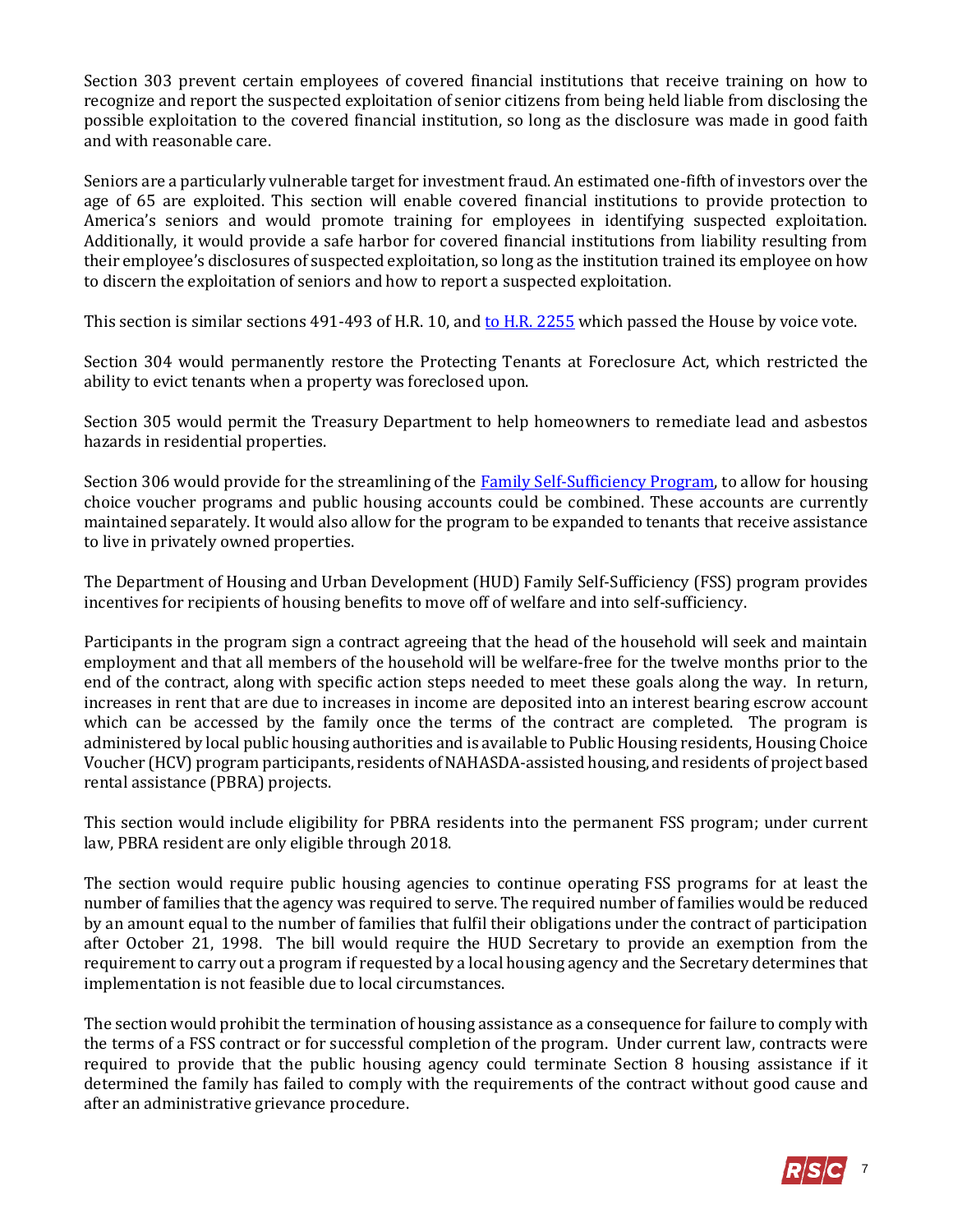Section 303 prevent certain employees of covered financial institutions that receive training on how to recognize and report the suspected exploitation of senior citizens from being held liable from disclosing the possible exploitation to the covered financial institution, so long as the disclosure was made in good faith and with reasonable care.

Seniors are a particularly vulnerable target for investment fraud. An estimated one-fifth of investors over the age of 65 are exploited. This section will enable covered financial institutions to provide protection to America's seniors and would promote training for employees in identifying suspected exploitation. Additionally, it would provide a safe harbor for covered financial institutions from liability resulting from their employee's disclosures of suspected exploitation, so long as the institution trained its employee on how to discern the exploitation of seniors and how to report a suspected exploitation.

This section is similar sections 491-493 of H.R. 10, and to H.R. 2255 which passed the House by voice vote.

Section 304 would permanently restore the Protecting Tenants at Foreclosure Act, which restricted the ability to evict tenants when a property was foreclosed upon.

Section 305 would permit the Treasury Department to help homeowners to remediate lead and asbestos hazards in residential properties.

Section 306 would provide for the streamlining of the Family Self-Sufficiency Program, to allow for housing choice voucher programs and public housing accounts could be combined. These accounts are currently maintained separately. It would also allow for the program to be expanded to tenants that receive assistance to live in privately owned properties.

The Department of Housing and Urban Development (HUD) Family Self-Sufficiency (FSS) program provides incentives for recipients of housing benefits to move off of welfare and into self-sufficiency.

Participants in the program sign a contract agreeing that the head of the household will seek and maintain employment and that all members of the household will be welfare-free for the twelve months prior to the end of the contract, along with specific action steps needed to meet these goals along the way. In return, increases in rent that are due to increases in income are deposited into an interest bearing escrow account which can be accessed by the family once the terms of the contract are completed. The program is administered by local public housing authorities and is available to Public Housing residents, Housing Choice Voucher (HCV) program participants, residents of NAHASDA-assisted housing, and residents of project based rental assistance (PBRA) projects.

This section would include eligibility for PBRA residents into the permanent FSS program; under current law, PBRA resident are only eligible through 2018.

The section would require public housing agencies to continue operating FSS programs for at least the number of families that the agency was required to serve. The required number of families would be reduced by an amount equal to the number of families that fulfil their obligations under the contract of participation after October 21, 1998. The bill would require the HUD Secretary to provide an exemption from the requirement to carry out a program if requested by a local housing agency and the Secretary determines that implementation is not feasible due to local circumstances.

The section would prohibit the termination of housing assistance as a consequence for failure to comply with the terms of a FSS contract or for successful completion of the program. Under current law, contracts were required to provide that the public housing agency could terminate Section 8 housing assistance if it determined the family has failed to comply with the requirements of the contract without good cause and after an administrative grievance procedure.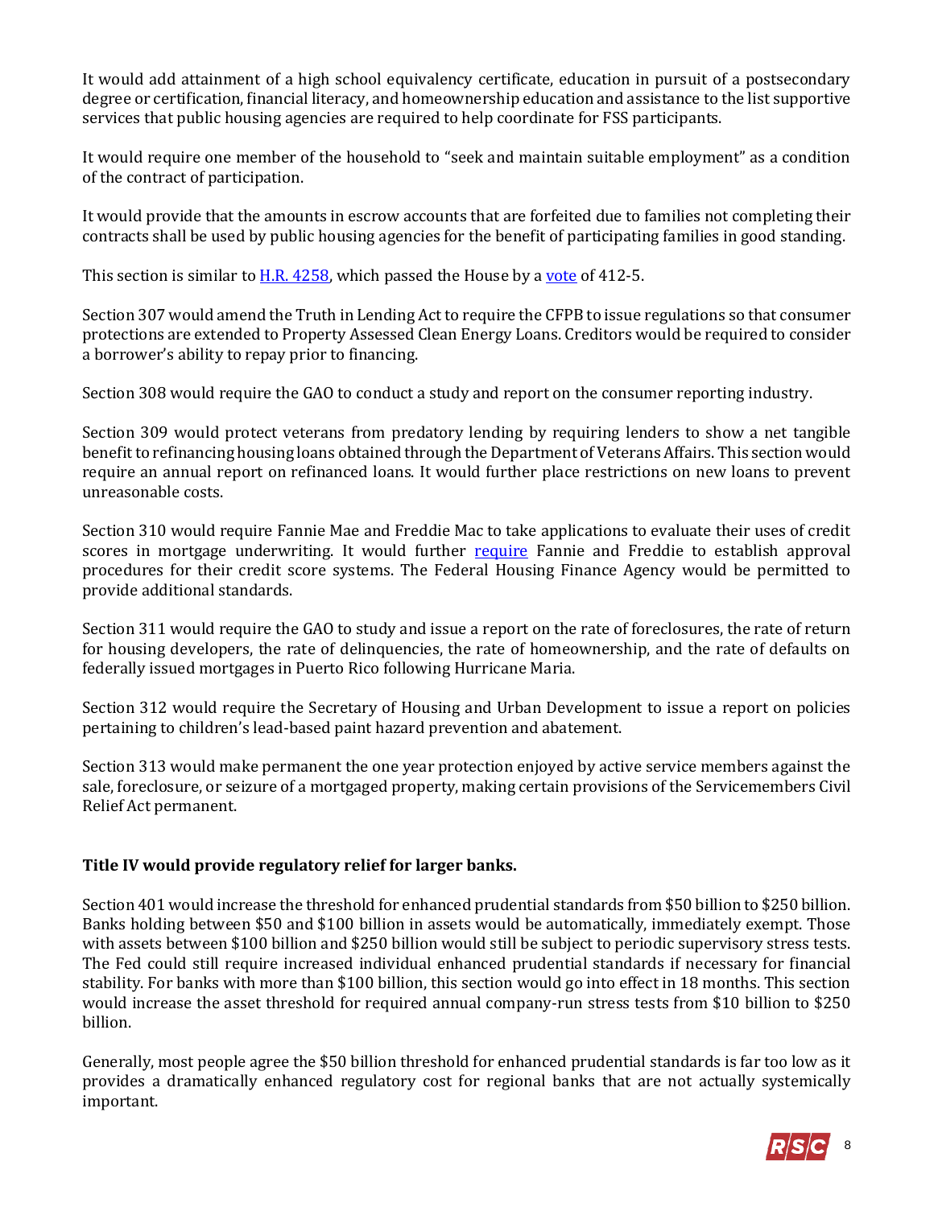It would add attainment of a high school equivalency certificate, education in pursuit of a postsecondary degree or certification, financial literacy, and homeownership education and assistance to the list supportive services that public housing agencies are required to help coordinate for FSS participants.

It would require one member of the household to "seek and maintain suitable employment" as a condition of the contract of participation.

It would provide that the amounts in escrow accounts that are forfeited due to families not completing their contracts shall be used by public housing agencies for the benefit of participating families in good standing.

This section is similar to H.R. 4258, which passed the House by a vote of 412-5.

Section 307 would amend the Truth in Lending Act to require the CFPB to issue regulations so that consumer protections are extended to Property Assessed Clean Energy Loans. Creditors would be required to consider a borrower's ability to repay prior to financing.

Section 308 would require the GAO to conduct a study and report on the consumer reporting industry.

Section 309 would protect veterans from predatory lending by requiring lenders to show a net tangible benefit to refinancing housing loans obtained through the Department of Veterans Affairs. This section would require an annual report on refinanced loans. It would further place restrictions on new loans to prevent unreasonable costs.

Section 310 would require Fannie Mae and Freddie Mac to take applications to evaluate their uses of credit scores in mortgage underwriting. It would further require Fannie and Freddie to establish approval procedures for their credit score systems. The Federal Housing Finance Agency would be permitted to provide additional standards.

Section 311 would require the GAO to study and issue a report on the rate of foreclosures, the rate of return for housing developers, the rate of delinquencies, the rate of homeownership, and the rate of defaults on federally issued mortgages in Puerto Rico following Hurricane Maria.

Section 312 would require the Secretary of Housing and Urban Development to issue a report on policies pertaining to children's lead-based paint hazard prevention and abatement.

Section 313 would make permanent the one year protection enjoyed by active service members against the sale, foreclosure, or seizure of a mortgaged property, making certain provisions of the Servicemembers Civil Relief Act permanent.

**Title IV would provide regulatory relief for larger banks.**

Section 401 would increase the threshold for enhanced prudential standards from $50 billion to $250 billion. Banks holding between $50 and $100 billion in assets would be automatically, immediately exempt. Those with assets between $100 billion and $250 billion would still be subject to periodic supervisory stress tests. The Fed could still require increased individual enhanced prudential standards if necessary for financial stability. For banks with more than $100 billion, this section would go into effect in 18 months. This section would increase the asset threshold for required annual company-run stress tests from $10 billion to $250 billion.

Generally, most people agree the $50 billion threshold for enhanced prudential standards is far too low as it provides a dramatically enhanced regulatory cost for regional banks that are not actually systemically important.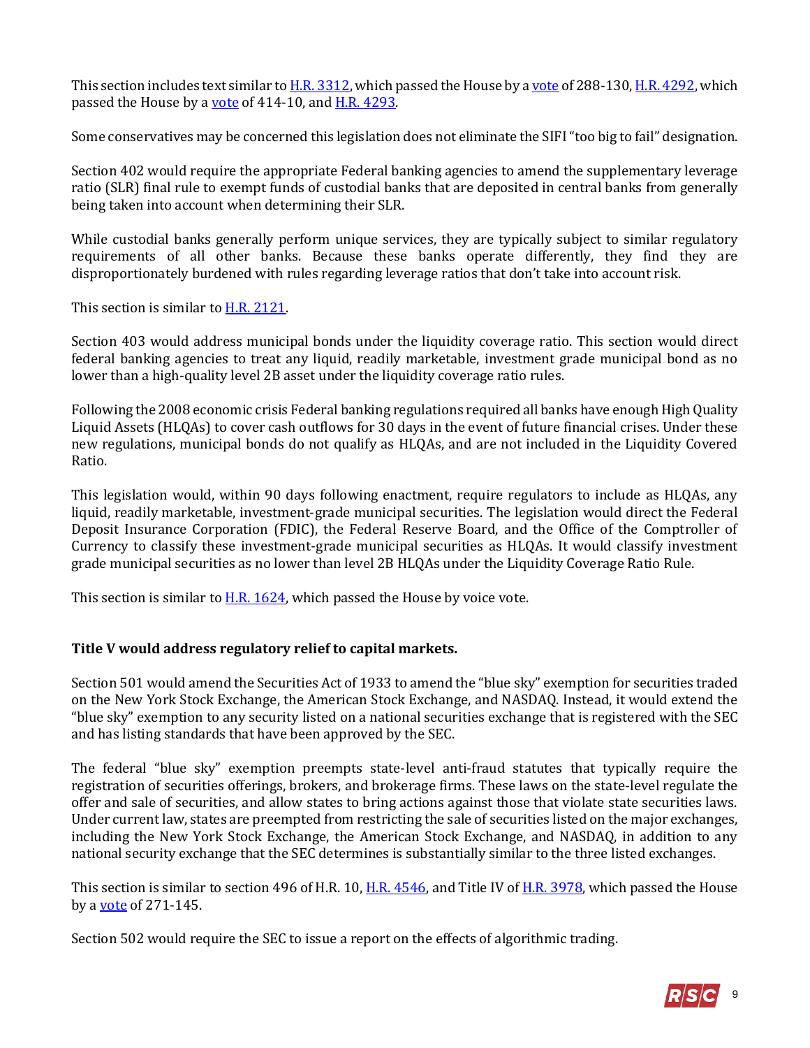This section includes text similar to H.R. 3312, which passed the House by a vote of 288-130, H.R. 4292, which passed the House by a vote of 414-10, and H.R. 4293.

Some conservatives may be concerned this legislation does not eliminate the SIFI "too big to fail" designation.

Section 402 would require the appropriate Federal banking agencies to amend the supplementary leverage ratio (SLR) final rule to exempt funds of custodial banks that are deposited in central banks from generally being taken into account when determining their SLR.

While custodial banks generally perform unique services, they are typically subject to similar regulatory requirements of all other banks. Because these banks operate differently, they find they are disproportionately burdened with rules regarding leverage ratios that don't take into account risk.

This section is similar to H.R. 2121.

Section 403 would address municipal bonds under the liquidity coverage ratio. This section would direct federal banking agencies to treat any liquid, readily marketable, investment grade municipal bond as no lower than a high-quality level 2B asset under the liquidity coverage ratio rules.

Following the 2008 economic crisis Federal banking regulations required all banks have enough High Quality Liquid Assets (HLQAs) to cover cash outflows for 30 days in the event of future financial crises. Under these new regulations, municipal bonds do not qualify as HLQAs, and are not included in the Liquidity Covered Ratio.

This legislation would, within 90 days following enactment, require regulators to include as HLQAs, any liquid, readily marketable, investment-grade municipal securities. The legislation would direct the Federal Deposit Insurance Corporation (FDIC), the Federal Reserve Board, and the Office of the Comptroller of Currency to classify these investment-grade municipal securities as HLQAs. It would classify investment grade municipal securities as no lower than level 2B HLQAs under the Liquidity Coverage Ratio Rule.

This section is similar to H.R. 1624, which passed the House by voice vote.

**Title V would address regulatory relief to capital markets.**

Section 501 would amend the Securities Act of 1933 to amend the "blue sky" exemption for securities traded on the New York Stock Exchange, the American Stock Exchange, and NASDAQ. Instead, it would extend the "blue sky" exemption to any security listed on a national securities exchange that is registered with the SEC and has listing standards that have been approved by the SEC.

The federal "blue sky" exemption preempts state-level anti-fraud statutes that typically require the registration of securities offerings, brokers, and brokerage firms. These laws on the state-level regulate the offer and sale of securities, and allow states to bring actions against those that violate state securities laws. Under current law, states are preempted from restricting the sale of securities listed on the major exchanges, including the New York Stock Exchange, the American Stock Exchange, and NASDAQ, in addition to any national security exchange that the SEC determines is substantially similar to the three listed exchanges.

This section is similar to section 496 of H.R. 10, H.R. 4546, and Title IV of H.R. 3978, which passed the House by a vote of 271-145.

Section 502 would require the SEC to issue a report on the effects of algorithmic trading.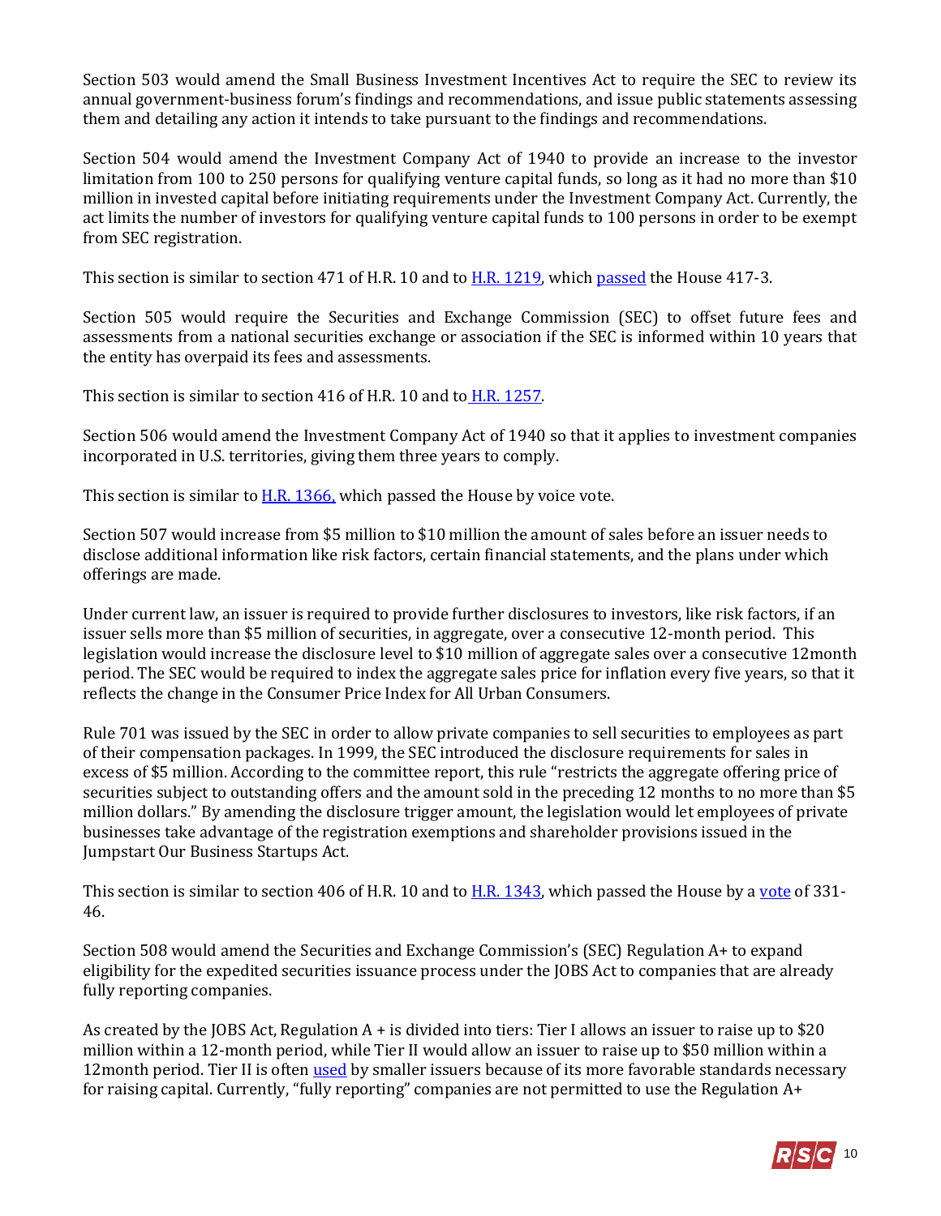Section 503 would amend the Small Business Investment Incentives Act to require the SEC to review its annual government-business forum's findings and recommendations, and issue public statements assessing them and detailing any action it intends to take pursuant to the findings and recommendations.

Section 504 would amend the Investment Company Act of 1940 to provide an increase to the investor limitation from 100 to 250 persons for qualifying venture capital funds, so long as it had no more than $10 million in invested capital before initiating requirements under the Investment Company Act. Currently, the act limits the number of investors for qualifying venture capital funds to 100 persons in order to be exempt from SEC registration.

This section is similar to section 471 of H.R. 10 and to H.R. 1219, which passed the House 417-3.

Section 505 would require the Securities and Exchange Commission (SEC) to offset future fees and assessments from a national securities exchange or association if the SEC is informed within 10 years that the entity has overpaid its fees and assessments.

This section is similar to section 416 of H.R. 10 and to H.R. 1257.

Section 506 would amend the Investment Company Act of 1940 so that it applies to investment companies incorporated in U.S. territories, giving them three years to comply.

This section is similar to H.R. 1366, which passed the House by voice vote.

Section 507 would increase from $5 million to $10 million the amount of sales before an issuer needs to disclose additional information like risk factors, certain financial statements, and the plans under which offerings are made.

Under current law, an issuer is required to provide further disclosures to investors, like risk factors, if an issuer sells more than $5 million of securities, in aggregate, over a consecutive 12-month period. This legislation would increase the disclosure level to $10 million of aggregate sales over a consecutive 12month period. The SEC would be required to index the aggregate sales price for inflation every five years, so that it reflects the change in the Consumer Price Index for All Urban Consumers.

Rule 701 was issued by the SEC in order to allow private companies to sell securities to employees as part of their compensation packages. In 1999, the SEC introduced the disclosure requirements for sales in excess of $5 million. According to the committee report, this rule "restricts the aggregate offering price of securities subject to outstanding offers and the amount sold in the preceding 12 months to no more than $5 million dollars." By amending the disclosure trigger amount, the legislation would let employees of private businesses take advantage of the registration exemptions and shareholder provisions issued in the Jumpstart Our Business Startups Act.

This section is similar to section 406 of H.R. 10 and to H.R. 1343, which passed the House by a vote of 331-46.

Section 508 would amend the Securities and Exchange Commission's (SEC) Regulation A+ to expand eligibility for the expedited securities issuance process under the JOBS Act to companies that are already fully reporting companies.

As created by the JOBS Act, Regulation A + is divided into tiers: Tier I allows an issuer to raise up to $20 million within a 12-month period, while Tier II would allow an issuer to raise up to $50 million within a 12month period. Tier II is often used by smaller issuers because of its more favorable standards necessary for raising capital. Currently, "fully reporting" companies are not permitted to use the Regulation A+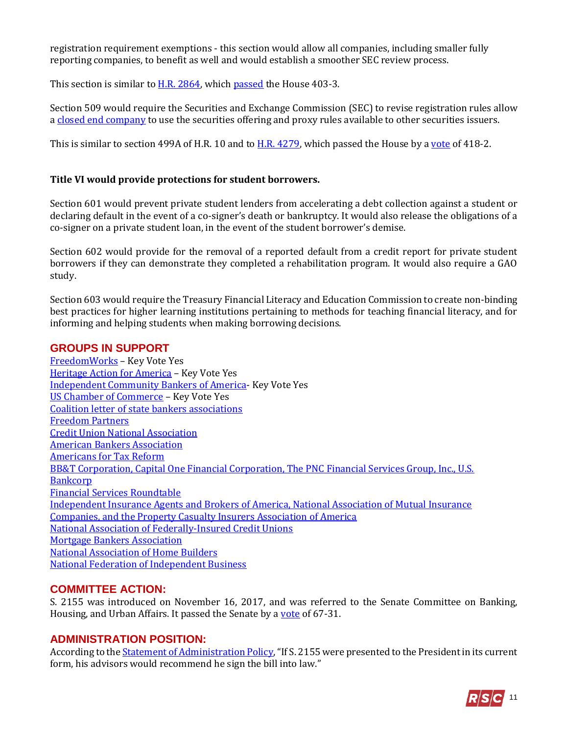registration requirement exemptions - this section would allow all companies, including smaller fully reporting companies, to benefit as well and would establish a smoother SEC review process.

This section is similar to H.R. 2864, which passed the House 403-3.

Section 509 would require the Securities and Exchange Commission (SEC) to revise registration rules allow a closed end company to use the securities offering and proxy rules available to other securities issuers.

This is similar to section 499A of H.R. 10 and to H.R. 4279, which passed the House by a vote of 418-2.

**Title VI would provide protections for student borrowers.**

Section 601 would prevent private student lenders from accelerating a debt collection against a student or declaring default in the event of a co-signer's death or bankruptcy. It would also release the obligations of a co-signer on a private student loan, in the event of the student borrower's demise.

Section 602 would provide for the removal of a reported default from a credit report for private student borrowers if they can demonstrate they completed a rehabilitation program. It would also require a GAO study.

Section 603 would require the Treasury Financial Literacy and Education Commission to create non-binding best practices for higher learning institutions pertaining to methods for teaching financial literacy, and for informing and helping students when making borrowing decisions.

## GROUPS IN SUPPORT

FreedomWorks – Key Vote Yes
Heritage Action for America – Key Vote Yes
Independent Community Bankers of America- Key Vote Yes
US Chamber of Commerce – Key Vote Yes
Coalition letter of state bankers associations
Freedom Partners
Credit Union National Association
American Bankers Association
Americans for Tax Reform
BB&T Corporation, Capital One Financial Corporation, The PNC Financial Services Group, Inc., U.S. Bankcorp
Financial Services Roundtable
Independent Insurance Agents and Brokers of America, National Association of Mutual Insurance Companies, and the Property Casualty Insurers Association of America
National Association of Federally-Insured Credit Unions
Mortgage Bankers Association
National Association of Home Builders
National Federation of Independent Business

## COMMITTEE ACTION:

S. 2155 was introduced on November 16, 2017, and was referred to the Senate Committee on Banking, Housing, and Urban Affairs. It passed the Senate by a vote of 67-31.

## ADMINISTRATION POSITION:

According to the Statement of Administration Policy, "If S. 2155 were presented to the President in its current form, his advisors would recommend he sign the bill into law."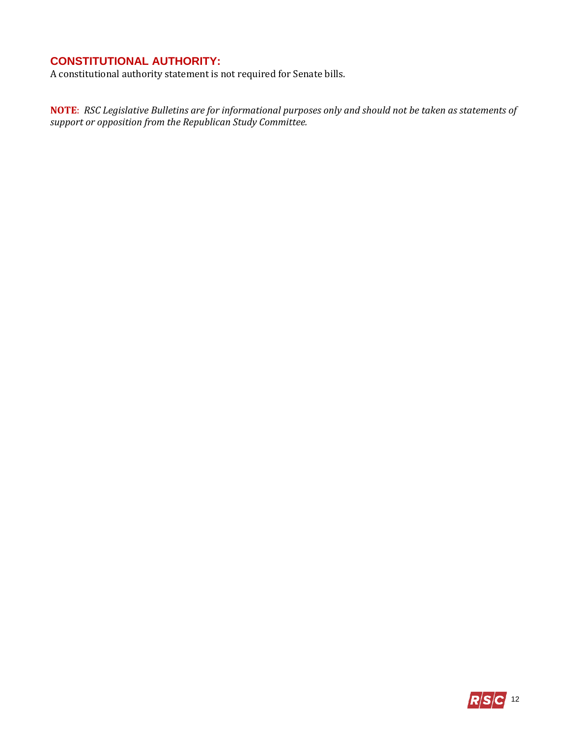## CONSTITUTIONAL AUTHORITY:

A constitutional authority statement is not required for Senate bills.

**NOTE**: *RSC Legislative Bulletins are for informational purposes only and should not be taken as statements of support or opposition from the Republican Study Committee.*